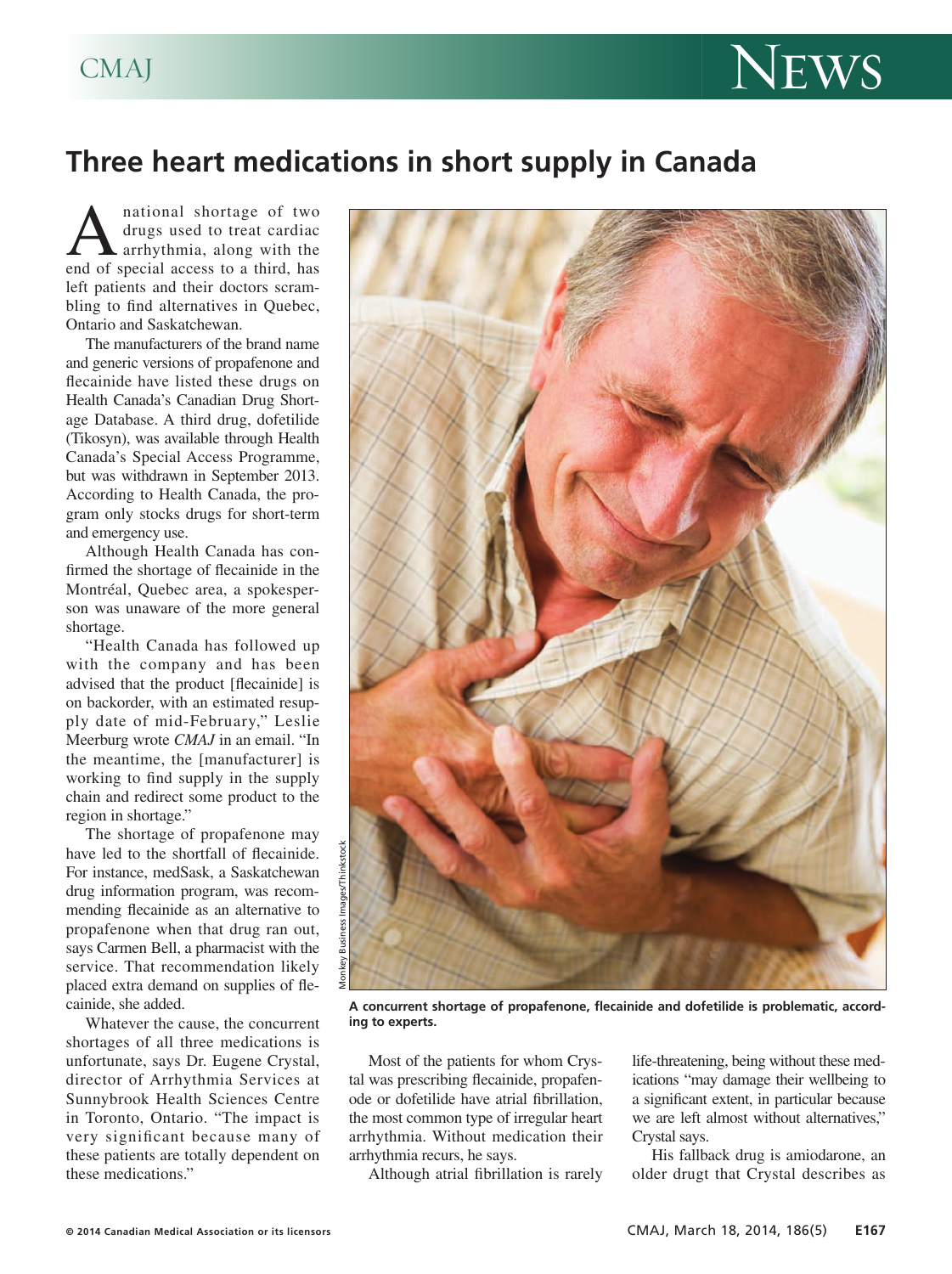# Three heart medications in short supply in Canada

A national shortage of two drugs used to treat cardiac arrhythmia, along with the end of special access to a third, has left patients and their doctors scrambling to find alternatives in Quebec, Ontario and Saskatchewan.

The manufacturers of the brand name and generic versions of propafenone and flecainide have listed these drugs on Health Canada's Canadian Drug Shortage Database. A third drug, dofetilide (Tikosyn), was available through Health Canada's Special Access Programme, but was withdrawn in September 2013. According to Health Canada, the program only stocks drugs for short-term and emergency use.

Although Health Canada has confirmed the shortage of flecainide in the Montréal, Quebec area, a spokesperson was unaware of the more general shortage.

"Health Canada has followed up with the company and has been advised that the product [flecainide] is on backorder, with an estimated resupply date of mid-February," Leslie Meerburg wrote *CMAJ* in an email. "In the meantime, the [manufacturer] is working to find supply in the supply chain and redirect some product to the region in shortage."

The shortage of propafenone may have led to the shortfall of flecainide. For instance, medSask, a Saskatchewan drug information program, was recommending flecainide as an alternative to propafenone when that drug ran out, says Carmen Bell, a pharmacist with the service. That recommendation likely placed extra demand on supplies of flecainide, she added.

Whatever the cause, the concurrent shortages of all three medications is unfortunate, says Dr. Eugene Crystal, director of Arrhythmia Services at Sunnybrook Health Sciences Centre in Toronto, Ontario. "The impact is very significant because many of these patients are totally dependent on these medications."

Monkey Business Images/Thinkstock

**A concurrent shortage of propafenone, flecainide and dofetilide is problematic, according to experts.**

Most of the patients for whom Crystal was prescribing flecainide, propafenode or dofetilide have atrial fibrillation, the most common type of irregular heart arrhythmia. Without medication their arrhythmia recurs, he says.

Although atrial fibrillation is rarely life-threatening, being without these medications "may damage their wellbeing to a significant extent, in particular because we are left almost without alternatives," Crystal says.

His fallback drug is amiodarone, an older drugt that Crystal describes as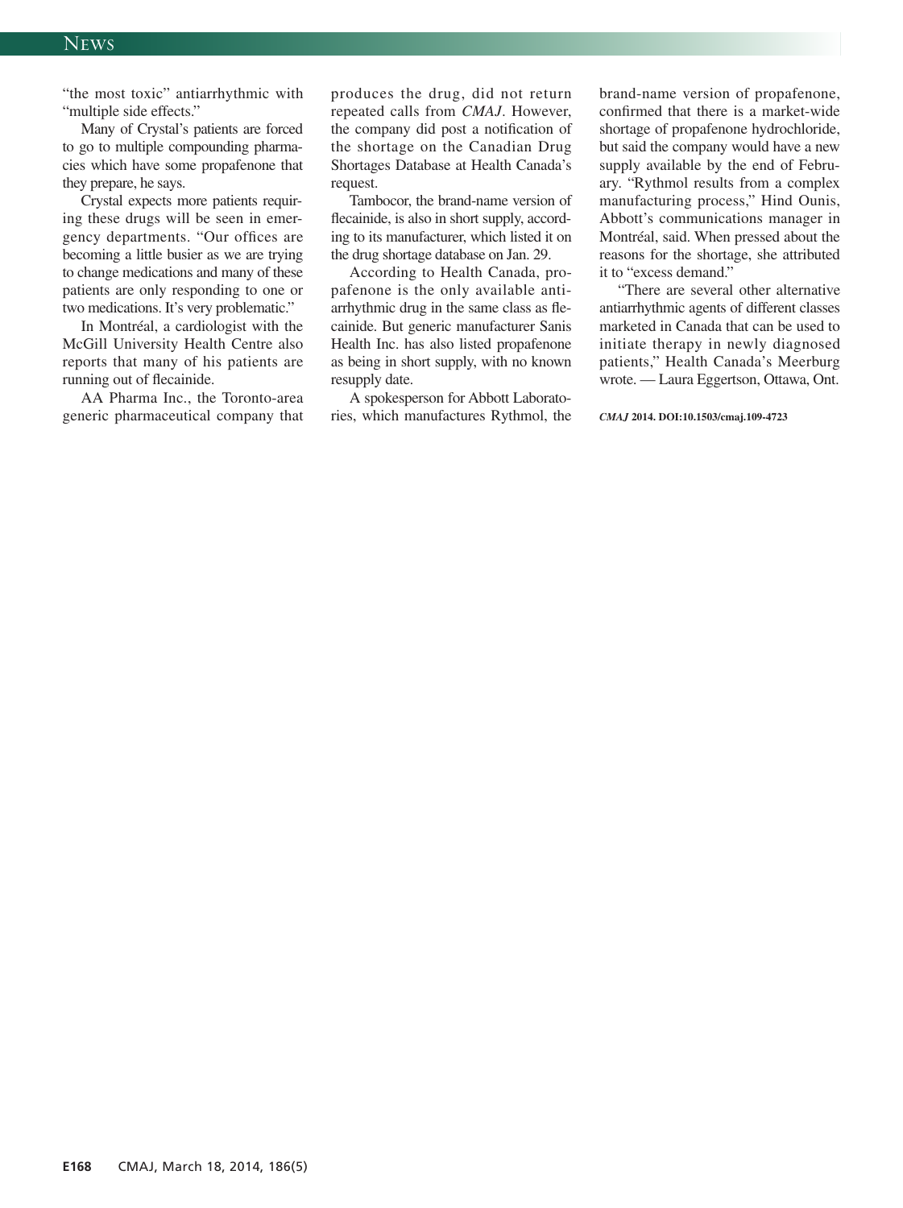"the most toxic" antiarrhythmic with "multiple side effects."

Many of Crystal's patients are forced to go to multiple compounding pharmacies which have some propafenone that they prepare, he says.

Crystal expects more patients requiring these drugs will be seen in emergency departments. "Our offices are becoming a little busier as we are trying to change medications and many of these patients are only responding to one or two medications. It's very problematic."

In Montréal, a cardiologist with the McGill University Health Centre also reports that many of his patients are running out of flecainide.

AA Pharma Inc., the Toronto-area generic pharmaceutical company that produces the drug, did not return repeated calls from *CMAJ*. However, the company did post a notification of the shortage on the Canadian Drug Shortages Database at Health Canada's request.

Tambocor, the brand-name version of flecainide, is also in short supply, according to its manufacturer, which listed it on the drug shortage database on Jan. 29.

According to Health Canada, propafenone is the only available antiarrhythmic drug in the same class as flecainide. But generic manufacturer Sanis Health Inc. has also listed propafenone as being in short supply, with no known resupply date.

A spokesperson for Abbott Laboratories, which manufactures Rythmol, the brand-name version of propafenone, confirmed that there is a market-wide shortage of propafenone hydrochloride, but said the company would have a new supply available by the end of February. "Rythmol results from a complex manufacturing process," Hind Ounis, Abbott's communications manager in Montréal, said. When pressed about the reasons for the shortage, she attributed it to "excess demand."

"There are several other alternative antiarrhythmic agents of different classes marketed in Canada that can be used to initiate therapy in newly diagnosed patients," Health Canada's Meerburg wrote. — Laura Eggertson, Ottawa, Ont.

***CMAJ* 2014. DOI:10.1503/cmaj.109-4723**